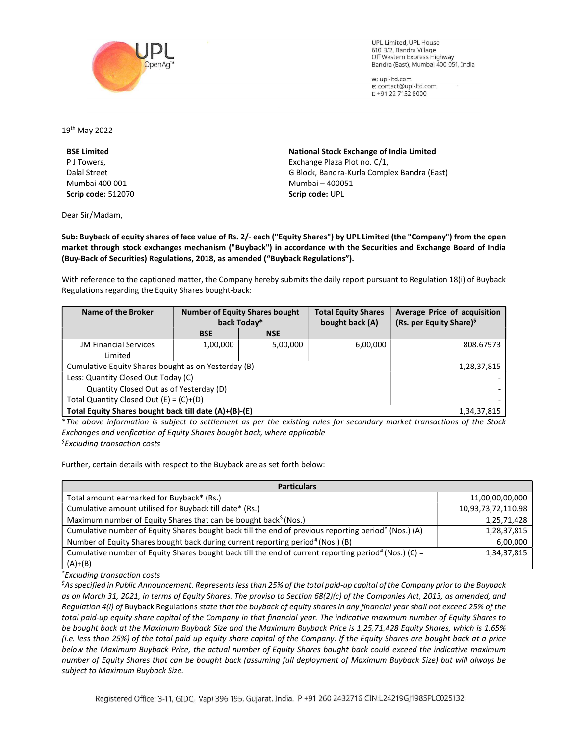UPL Limited, UPL House
610 B/2, Bandra Village
Off Western Express Highway
Bandra (East), Mumbai 400 051, India

w: upl-ltd.com
e: contact@upl-ltd.com
t: +91 22 7152 8000

19th May 2022

**BSE Limited**
P J Towers,
Dalal Street
Mumbai 400 001
**Scrip code:** 512070

**National Stock Exchange of India Limited**
Exchange Plaza Plot no. C/1,
G Block, Bandra-Kurla Complex Bandra (East)
Mumbai – 400051
**Scrip code:** UPL

Dear Sir/Madam,

**Sub: Buyback of equity shares of face value of Rs. 2/- each ("Equity Shares") by UPL Limited (the "Company") from the open market through stock exchanges mechanism ("Buyback") in accordance with the Securities and Exchange Board of India (Buy-Back of Securities) Regulations, 2018, as amended ("Buyback Regulations").**

With reference to the captioned matter, the Company hereby submits the daily report pursuant to Regulation 18(i) of Buyback Regulations regarding the Equity Shares bought-back:

| Name of the Broker | Number of Equity Shares bought back Today* | | Total Equity Shares bought back (A) | Average Price of acquisition (Rs. per Equity Share)$ |
|---|---|---|---|---|
| | BSE | NSE | | |
| JM Financial Services Limited | 1,00,000 | 5,00,000 | 6,00,000 | 808.67973 |
| Cumulative Equity Shares bought as on Yesterday (B) | | | | 1,28,37,815 |
| Less: Quantity Closed Out Today (C) | | | | - |
| Quantity Closed Out as of Yesterday (D) | | | | - |
| Total Quantity Closed Out (E) = (C)+(D) | | | | - |
| **Total Equity Shares bought back till date (A)+(B)-(E)** | | | | 1,34,37,815 |

**The above information is subject to settlement as per the existing rules for secondary market transactions of the Stock Exchanges and verification of Equity Shares bought back, where applicable*

*$Excluding transaction costs*

Further, certain details with respect to the Buyback are as set forth below:

| Particulars | |
|---|---|
| Total amount earmarked for Buyback* (Rs.) | 11,00,00,00,000 |
| Cumulative amount utilised for Buyback till date* (Rs.) | 10,93,73,72,110.98 |
| Maximum number of Equity Shares that can be bought back$ (Nos.) | 1,25,71,428 |
| Cumulative number of Equity Shares bought back till the end of previous reporting period^ (Nos.) (A) | 1,28,37,815 |
| Number of Equity Shares bought back during current reporting period# (Nos.) (B) | 6,00,000 |
| Cumulative number of Equity Shares bought back till the end of current reporting period# (Nos.) (C) = (A)+(B) | 1,34,37,815 |

**Excluding transaction costs*

*$As specified in Public Announcement. Represents less than 25% of the total paid-up capital of the Company prior to the Buyback as on March 31, 2021, in terms of Equity Shares. The proviso to Section 68(2)(c) of the Companies Act, 2013, as amended, and Regulation 4(i) of* Buyback Regulations *state that the buyback of equity shares in any financial year shall not exceed 25% of the total paid-up equity share capital of the Company in that financial year. The indicative maximum number of Equity Shares to be bought back at the Maximum Buyback Size and the Maximum Buyback Price is 1,25,71,428 Equity Shares, which is 1.65% (i.e. less than 25%) of the total paid up equity share capital of the Company. If the Equity Shares are bought back at a price below the Maximum Buyback Price, the actual number of Equity Shares bought back could exceed the indicative maximum number of Equity Shares that can be bought back (assuming full deployment of Maximum Buyback Size) but will always be subject to Maximum Buyback Size.*

Registered Office: 3-11, GIDC, Vapi 396 195, Gujarat, India. P +91 260 2432716 CIN:L24219GJ1985PLC025132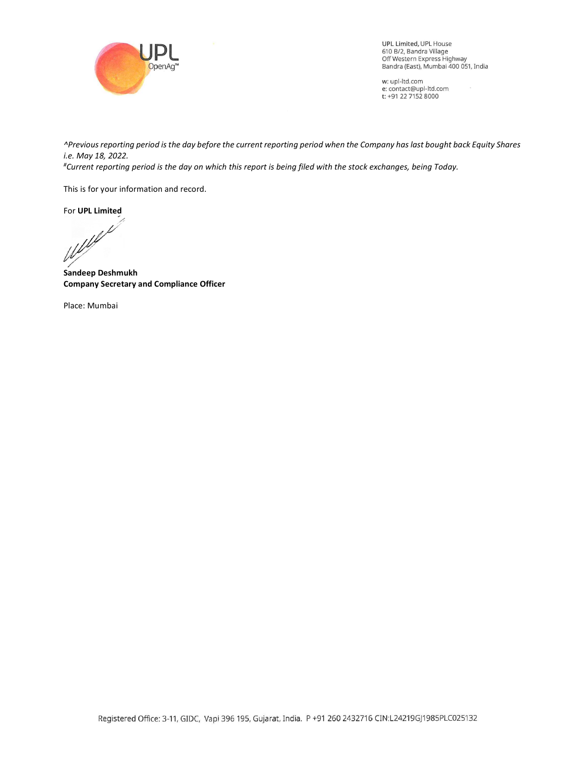UPL Limited, UPL House
610 B/2, Bandra Village
Off Western Express Highway
Bandra (East), Mumbai 400 051, India

w: upl-ltd.com
e: contact@upl-ltd.com
t: +91 22 7152 8000

*^Previous reporting period is the day before the current reporting period when the Company has last bought back Equity Shares i.e. May 18, 2022.*
*#Current reporting period is the day on which this report is being filed with the stock exchanges, being Today.*

This is for your information and record.

For **UPL Limited**

**Sandeep Deshmukh**
**Company Secretary and Compliance Officer**

Place: Mumbai

Registered Office: 3-11, GIDC, Vapi 396 195, Gujarat, India. P +91 260 2432716 CIN:L24219GJ1985PLC025132